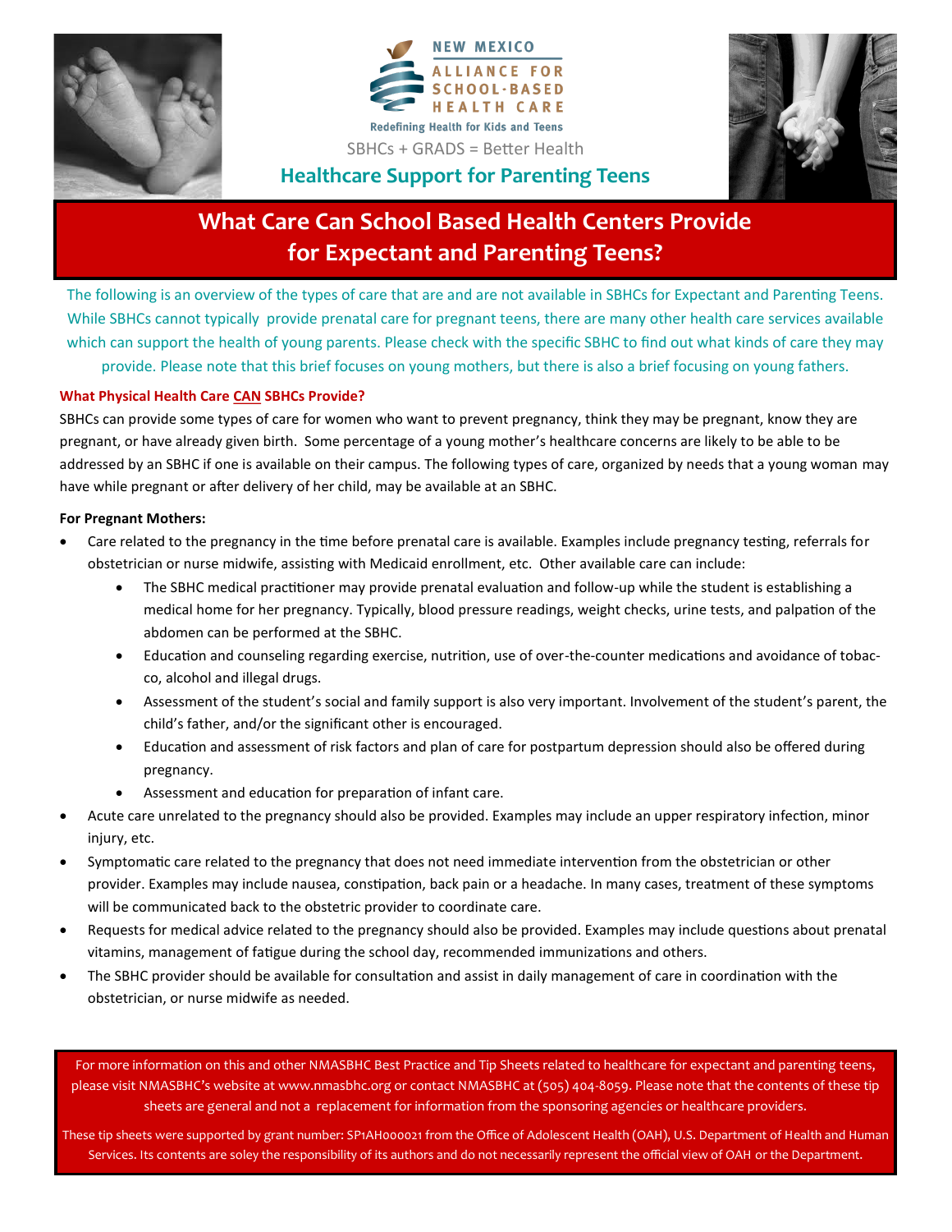NEW MEXICO
ALLIANCE FOR SCHOOL-BASED HEALTH CARE
Redefining Health for Kids and Teens

SBHCs + GRADS = Better Health

## Healthcare Support for Parenting Teens

# What Care Can School Based Health Centers Provide for Expectant and Parenting Teens?

The following is an overview of the types of care that are and are not available in SBHCs for Expectant and Parenting Teens. While SBHCs cannot typically provide prenatal care for pregnant teens, there are many other health care services available which can support the health of young parents. Please check with the specific SBHC to find out what kinds of care they may provide. Please note that this brief focuses on young mothers, but there is also a brief focusing on young fathers.

### What Physical Health Care CAN SBHCs Provide?

SBHCs can provide some types of care for women who want to prevent pregnancy, think they may be pregnant, know they are pregnant, or have already given birth. Some percentage of a young mother's healthcare concerns are likely to be able to be addressed by an SBHC if one is available on their campus. The following types of care, organized by needs that a young woman may have while pregnant or after delivery of her child, may be available at an SBHC.

**For Pregnant Mothers:**

- Care related to the pregnancy in the time before prenatal care is available. Examples include pregnancy testing, referrals for obstetrician or nurse midwife, assisting with Medicaid enrollment, etc. Other available care can include:
  - The SBHC medical practitioner may provide prenatal evaluation and follow-up while the student is establishing a medical home for her pregnancy. Typically, blood pressure readings, weight checks, urine tests, and palpation of the abdomen can be performed at the SBHC.
  - Education and counseling regarding exercise, nutrition, use of over-the-counter medications and avoidance of tobacco, alcohol and illegal drugs.
  - Assessment of the student's social and family support is also very important. Involvement of the student's parent, the child's father, and/or the significant other is encouraged.
  - Education and assessment of risk factors and plan of care for postpartum depression should also be offered during pregnancy.
  - Assessment and education for preparation of infant care.
- Acute care unrelated to the pregnancy should also be provided. Examples may include an upper respiratory infection, minor injury, etc.
- Symptomatic care related to the pregnancy that does not need immediate intervention from the obstetrician or other provider. Examples may include nausea, constipation, back pain or a headache. In many cases, treatment of these symptoms will be communicated back to the obstetric provider to coordinate care.
- Requests for medical advice related to the pregnancy should also be provided. Examples may include questions about prenatal vitamins, management of fatigue during the school day, recommended immunizations and others.
- The SBHC provider should be available for consultation and assist in daily management of care in coordination with the obstetrician, or nurse midwife as needed.

For more information on this and other NMASBHC Best Practice and Tip Sheets related to healthcare for expectant and parenting teens, please visit NMASBHC's website at www.nmasbhc.org or contact NMASBHC at (505) 404-8059. Please note that the contents of these tip sheets are general and not a replacement for information from the sponsoring agencies or healthcare providers.

These tip sheets were supported by grant number: SP1AH000021 from the Office of Adolescent Health (OAH), U.S. Department of Health and Human Services. Its contents are soley the responsibility of its authors and do not necessarily represent the official view of OAH or the Department.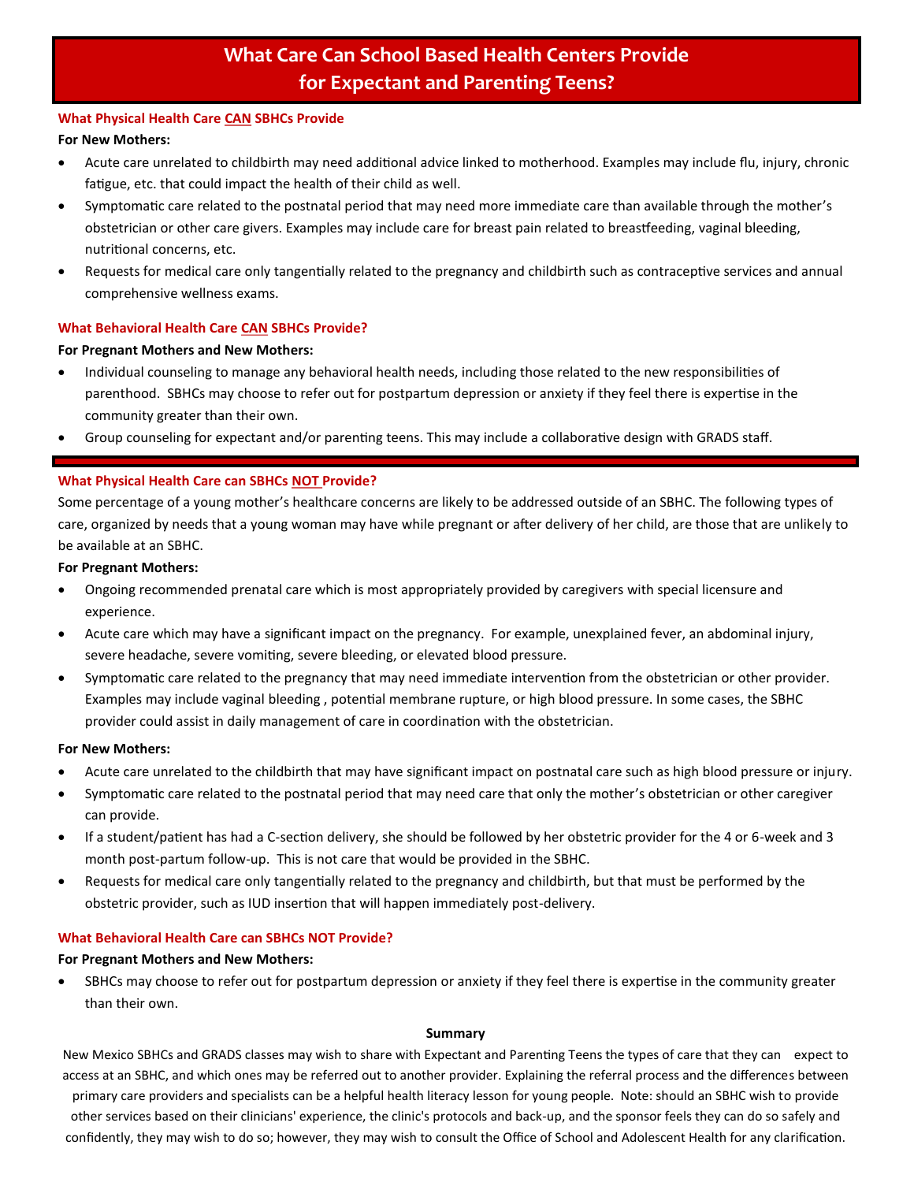# What Care Can School Based Health Centers Provide for Expectant and Parenting Teens?

### What Physical Health Care CAN SBHCs Provide

**For New Mothers:**

- Acute care unrelated to childbirth may need additional advice linked to motherhood. Examples may include flu, injury, chronic fatigue, etc. that could impact the health of their child as well.
- Symptomatic care related to the postnatal period that may need more immediate care than available through the mother's obstetrician or other care givers. Examples may include care for breast pain related to breastfeeding, vaginal bleeding, nutritional concerns, etc.
- Requests for medical care only tangentially related to the pregnancy and childbirth such as contraceptive services and annual comprehensive wellness exams.

### What Behavioral Health Care CAN SBHCs Provide?

**For Pregnant Mothers and New Mothers:**

- Individual counseling to manage any behavioral health needs, including those related to the new responsibilities of parenthood. SBHCs may choose to refer out for postpartum depression or anxiety if they feel there is expertise in the community greater than their own.
- Group counseling for expectant and/or parenting teens. This may include a collaborative design with GRADS staff.

### What Physical Health Care can SBHCs NOT Provide?

Some percentage of a young mother's healthcare concerns are likely to be addressed outside of an SBHC. The following types of care, organized by needs that a young woman may have while pregnant or after delivery of her child, are those that are unlikely to be available at an SBHC.

**For Pregnant Mothers:**

- Ongoing recommended prenatal care which is most appropriately provided by caregivers with special licensure and experience.
- Acute care which may have a significant impact on the pregnancy. For example, unexplained fever, an abdominal injury, severe headache, severe vomiting, severe bleeding, or elevated blood pressure.
- Symptomatic care related to the pregnancy that may need immediate intervention from the obstetrician or other provider. Examples may include vaginal bleeding , potential membrane rupture, or high blood pressure. In some cases, the SBHC provider could assist in daily management of care in coordination with the obstetrician.

**For New Mothers:**

- Acute care unrelated to the childbirth that may have significant impact on postnatal care such as high blood pressure or injury.
- Symptomatic care related to the postnatal period that may need care that only the mother's obstetrician or other caregiver can provide.
- If a student/patient has had a C-section delivery, she should be followed by her obstetric provider for the 4 or 6-week and 3 month post-partum follow-up. This is not care that would be provided in the SBHC.
- Requests for medical care only tangentially related to the pregnancy and childbirth, but that must be performed by the obstetric provider, such as IUD insertion that will happen immediately post-delivery.

### What Behavioral Health Care can SBHCs NOT Provide?

**For Pregnant Mothers and New Mothers:**

- SBHCs may choose to refer out for postpartum depression or anxiety if they feel there is expertise in the community greater than their own.

**Summary**

New Mexico SBHCs and GRADS classes may wish to share with Expectant and Parenting Teens the types of care that they can expect to access at an SBHC, and which ones may be referred out to another provider. Explaining the referral process and the differences between primary care providers and specialists can be a helpful health literacy lesson for young people. Note: should an SBHC wish to provide other services based on their clinicians' experience, the clinic's protocols and back-up, and the sponsor feels they can do so safely and confidently, they may wish to do so; however, they may wish to consult the Office of School and Adolescent Health for any clarification.